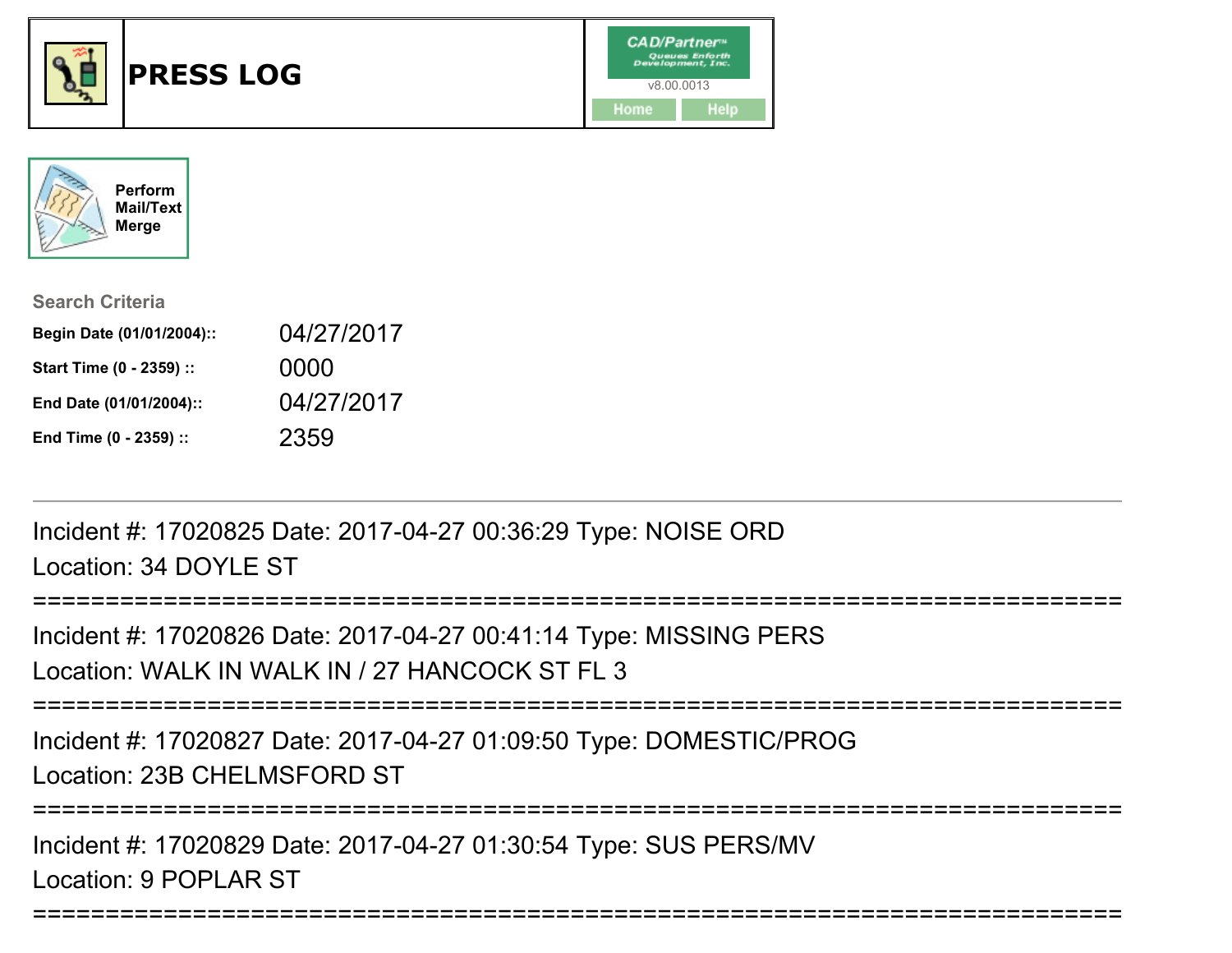# PRESS LOG

CAD/Partner™
Queues Enforth Development, Inc.
v8.00.0013

Home | Help

Perform Mail/Text Merge

**Search Criteria**

| | |
|---|---|
| **Begin Date (01/01/2004)::** | 04/27/2017 |
| **Start Time (0 - 2359) ::** | 0000 |
| **End Date (01/01/2004)::** | 04/27/2017 |
| **End Time (0 - 2359) ::** | 2359 |

---

Incident #: 17020825 Date: 2017-04-27 00:36:29 Type: NOISE ORD
Location: 34 DOYLE ST

===========================================================================

Incident #: 17020826 Date: 2017-04-27 00:41:14 Type: MISSING PERS
Location: WALK IN WALK IN / 27 HANCOCK ST FL 3

===========================================================================

Incident #: 17020827 Date: 2017-04-27 01:09:50 Type: DOMESTIC/PROG
Location: 23B CHELMSFORD ST

===========================================================================

Incident #: 17020829 Date: 2017-04-27 01:30:54 Type: SUS PERS/MV
Location: 9 POPLAR ST

===========================================================================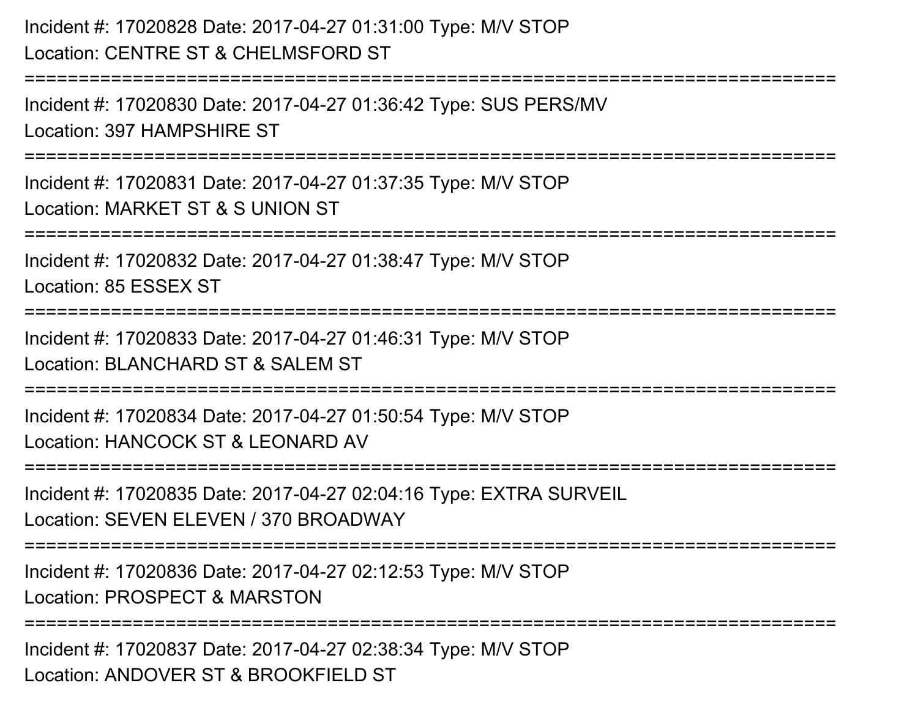Incident #: 17020828 Date: 2017-04-27 01:31:00 Type: M/V STOP
Location: CENTRE ST & CHELMSFORD ST

===========================================================================

Incident #: 17020830 Date: 2017-04-27 01:36:42 Type: SUS PERS/MV
Location: 397 HAMPSHIRE ST

===========================================================================

Incident #: 17020831 Date: 2017-04-27 01:37:35 Type: M/V STOP
Location: MARKET ST & S UNION ST

===========================================================================

Incident #: 17020832 Date: 2017-04-27 01:38:47 Type: M/V STOP
Location: 85 ESSEX ST

===========================================================================

Incident #: 17020833 Date: 2017-04-27 01:46:31 Type: M/V STOP
Location: BLANCHARD ST & SALEM ST

===========================================================================

Incident #: 17020834 Date: 2017-04-27 01:50:54 Type: M/V STOP
Location: HANCOCK ST & LEONARD AV

===========================================================================

Incident #: 17020835 Date: 2017-04-27 02:04:16 Type: EXTRA SURVEIL
Location: SEVEN ELEVEN / 370 BROADWAY

===========================================================================

Incident #: 17020836 Date: 2017-04-27 02:12:53 Type: M/V STOP
Location: PROSPECT & MARSTON

===========================================================================

Incident #: 17020837 Date: 2017-04-27 02:38:34 Type: M/V STOP
Location: ANDOVER ST & BROOKFIELD ST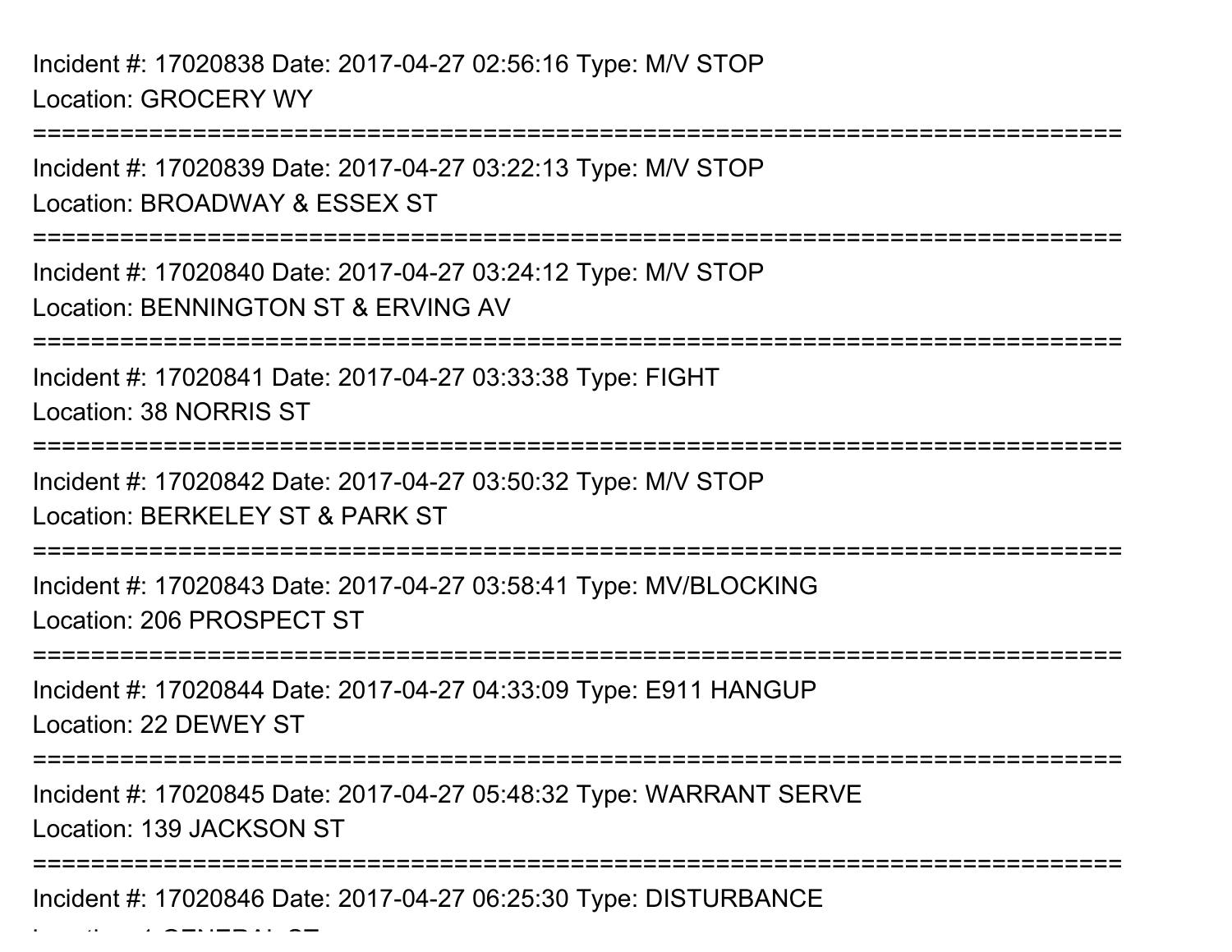Incident #: 17020838 Date: 2017-04-27 02:56:16 Type: M/V STOP
Location: GROCERY WY

===========================================================================

Incident #: 17020839 Date: 2017-04-27 03:22:13 Type: M/V STOP
Location: BROADWAY & ESSEX ST

===========================================================================

Incident #: 17020840 Date: 2017-04-27 03:24:12 Type: M/V STOP
Location: BENNINGTON ST & ERVING AV

===========================================================================

Incident #: 17020841 Date: 2017-04-27 03:33:38 Type: FIGHT
Location: 38 NORRIS ST

===========================================================================

Incident #: 17020842 Date: 2017-04-27 03:50:32 Type: M/V STOP
Location: BERKELEY ST & PARK ST

===========================================================================

Incident #: 17020843 Date: 2017-04-27 03:58:41 Type: MV/BLOCKING
Location: 206 PROSPECT ST

===========================================================================

Incident #: 17020844 Date: 2017-04-27 04:33:09 Type: E911 HANGUP
Location: 22 DEWEY ST

===========================================================================

Incident #: 17020845 Date: 2017-04-27 05:48:32 Type: WARRANT SERVE
Location: 139 JACKSON ST

===========================================================================

Incident #: 17020846 Date: 2017-04-27 06:25:30 Type: DISTURBANCE
Location: 1 GENERAL ST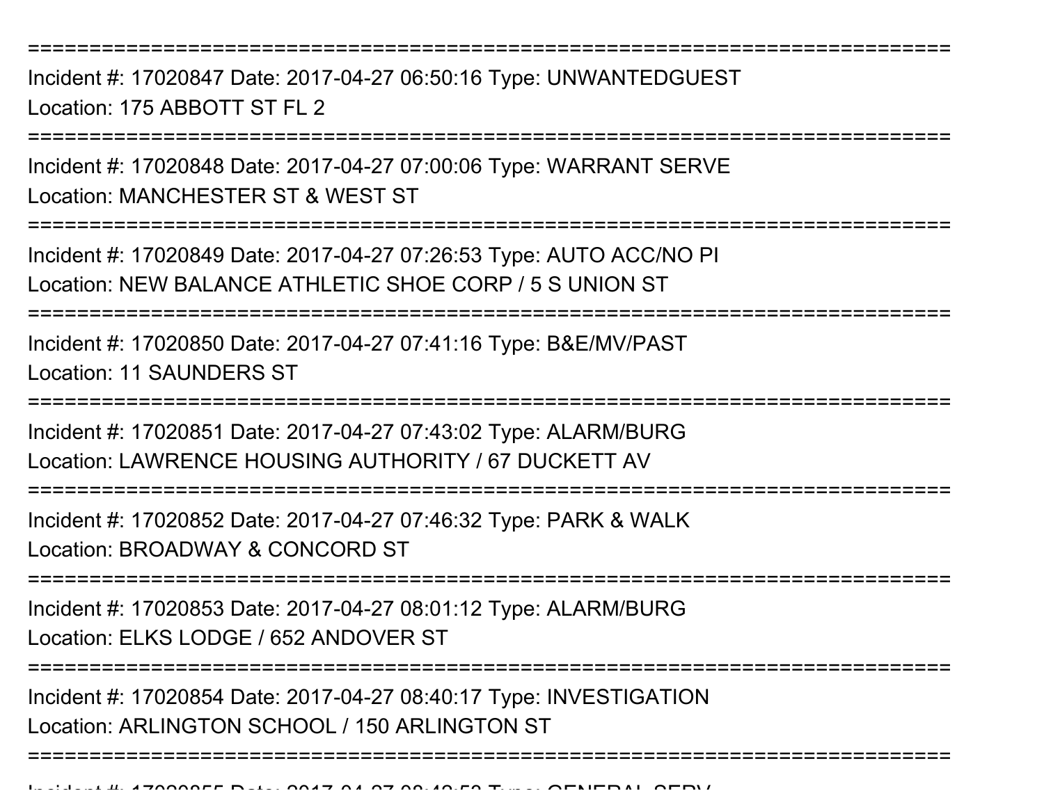================================================================================

Incident #: 17020847 Date: 2017-04-27 06:50:16 Type: UNWANTEDGUEST
Location: 175 ABBOTT ST FL 2

================================================================================

Incident #: 17020848 Date: 2017-04-27 07:00:06 Type: WARRANT SERVE
Location: MANCHESTER ST & WEST ST

================================================================================

Incident #: 17020849 Date: 2017-04-27 07:26:53 Type: AUTO ACC/NO PI
Location: NEW BALANCE ATHLETIC SHOE CORP / 5 S UNION ST

================================================================================

Incident #: 17020850 Date: 2017-04-27 07:41:16 Type: B&E/MV/PAST
Location: 11 SAUNDERS ST

================================================================================

Incident #: 17020851 Date: 2017-04-27 07:43:02 Type: ALARM/BURG
Location: LAWRENCE HOUSING AUTHORITY / 67 DUCKETT AV

================================================================================

Incident #: 17020852 Date: 2017-04-27 07:46:32 Type: PARK & WALK
Location: BROADWAY & CONCORD ST

================================================================================

Incident #: 17020853 Date: 2017-04-27 08:01:12 Type: ALARM/BURG
Location: ELKS LODGE / 652 ANDOVER ST

================================================================================

Incident #: 17020854 Date: 2017-04-27 08:40:17 Type: INVESTIGATION
Location: ARLINGTON SCHOOL / 150 ARLINGTON ST

================================================================================

Incident #: 17020855 Date: 2017-04-27 08:43:53 Type: GENERAL SERV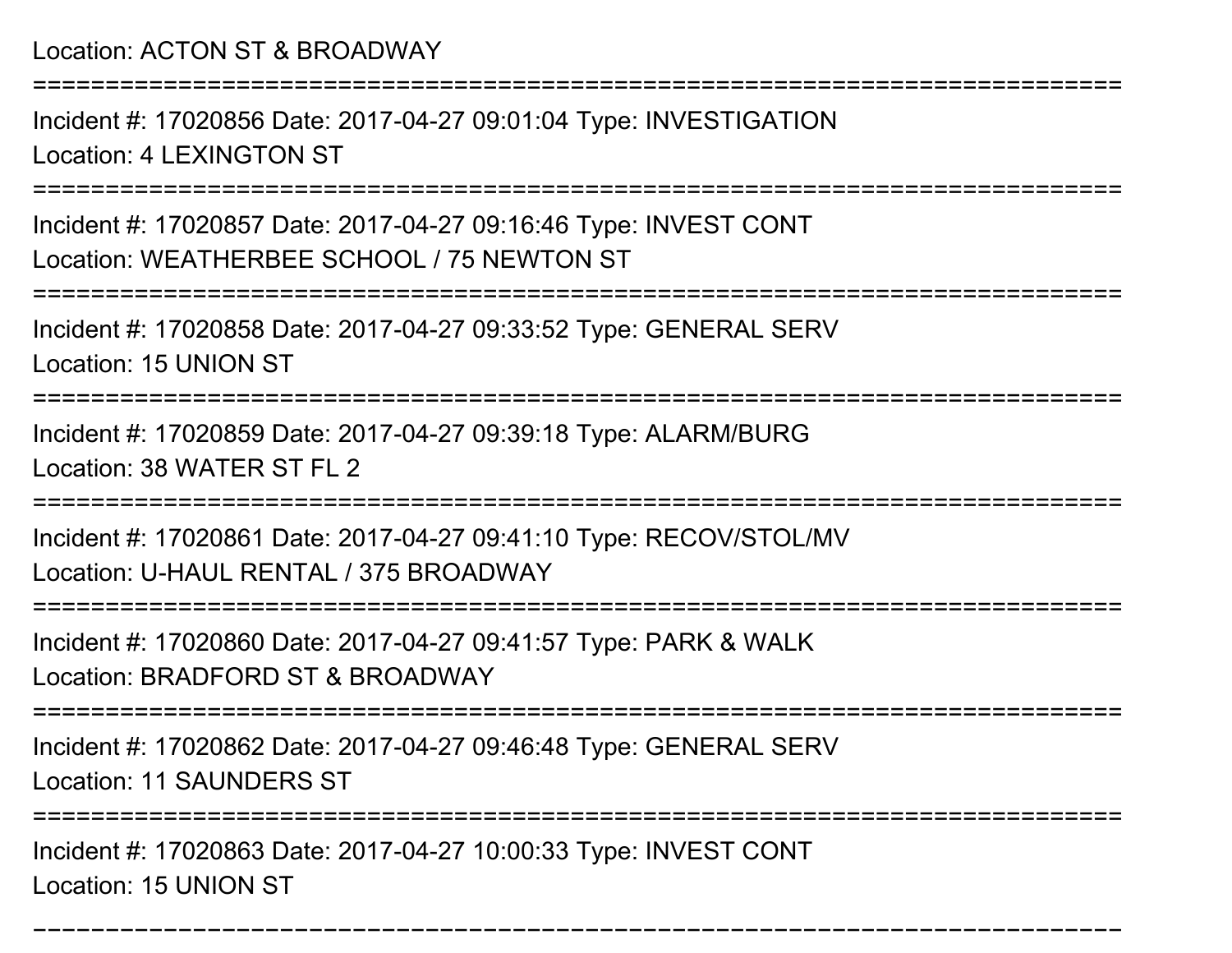Location: ACTON ST & BROADWAY

===========================================================================

Incident #: 17020856 Date: 2017-04-27 09:01:04 Type: INVESTIGATION

Location: 4 LEXINGTON ST

===========================================================================

Incident #: 17020857 Date: 2017-04-27 09:16:46 Type: INVEST CONT

Location: WEATHERBEE SCHOOL / 75 NEWTON ST

===========================================================================

Incident #: 17020858 Date: 2017-04-27 09:33:52 Type: GENERAL SERV

Location: 15 UNION ST

===========================================================================

Incident #: 17020859 Date: 2017-04-27 09:39:18 Type: ALARM/BURG

Location: 38 WATER ST FL 2

===========================================================================

Incident #: 17020861 Date: 2017-04-27 09:41:10 Type: RECOV/STOL/MV

Location: U-HAUL RENTAL / 375 BROADWAY

===========================================================================

Incident #: 17020860 Date: 2017-04-27 09:41:57 Type: PARK & WALK

Location: BRADFORD ST & BROADWAY

===========================================================================

Incident #: 17020862 Date: 2017-04-27 09:46:48 Type: GENERAL SERV

Location: 11 SAUNDERS ST

===========================================================================

Incident #: 17020863 Date: 2017-04-27 10:00:33 Type: INVEST CONT

Location: 15 UNION ST

===========================================================================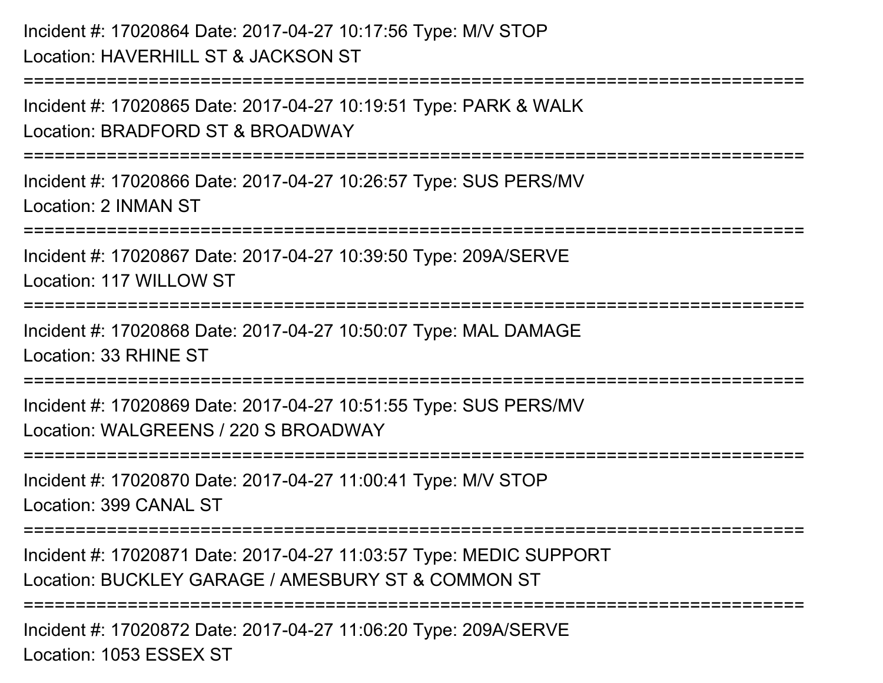Incident #: 17020864 Date: 2017-04-27 10:17:56 Type: M/V STOP
Location: HAVERHILL ST & JACKSON ST

===========================================================================

Incident #: 17020865 Date: 2017-04-27 10:19:51 Type: PARK & WALK
Location: BRADFORD ST & BROADWAY

===========================================================================

Incident #: 17020866 Date: 2017-04-27 10:26:57 Type: SUS PERS/MV
Location: 2 INMAN ST

===========================================================================

Incident #: 17020867 Date: 2017-04-27 10:39:50 Type: 209A/SERVE
Location: 117 WILLOW ST

===========================================================================

Incident #: 17020868 Date: 2017-04-27 10:50:07 Type: MAL DAMAGE
Location: 33 RHINE ST

===========================================================================

Incident #: 17020869 Date: 2017-04-27 10:51:55 Type: SUS PERS/MV
Location: WALGREENS / 220 S BROADWAY

===========================================================================

Incident #: 17020870 Date: 2017-04-27 11:00:41 Type: M/V STOP
Location: 399 CANAL ST

===========================================================================

Incident #: 17020871 Date: 2017-04-27 11:03:57 Type: MEDIC SUPPORT
Location: BUCKLEY GARAGE / AMESBURY ST & COMMON ST

===========================================================================

Incident #: 17020872 Date: 2017-04-27 11:06:20 Type: 209A/SERVE
Location: 1053 ESSEX ST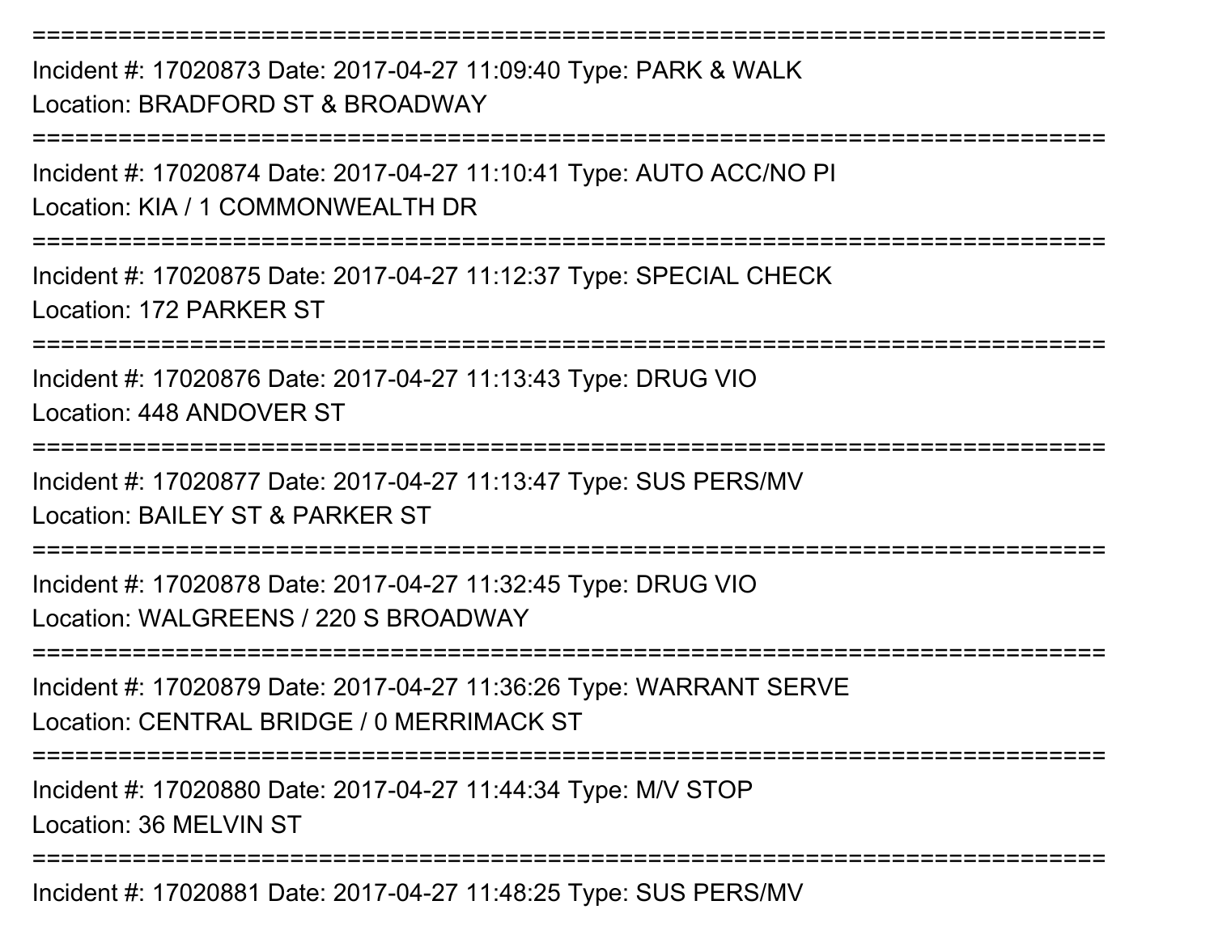===========================================================================

Incident #: 17020873 Date: 2017-04-27 11:09:40 Type: PARK & WALK

Location: BRADFORD ST & BROADWAY

===========================================================================

Incident #: 17020874 Date: 2017-04-27 11:10:41 Type: AUTO ACC/NO PI

Location: KIA / 1 COMMONWEALTH DR

===========================================================================

Incident #: 17020875 Date: 2017-04-27 11:12:37 Type: SPECIAL CHECK

Location: 172 PARKER ST

===========================================================================

Incident #: 17020876 Date: 2017-04-27 11:13:43 Type: DRUG VIO

Location: 448 ANDOVER ST

===========================================================================

Incident #: 17020877 Date: 2017-04-27 11:13:47 Type: SUS PERS/MV

Location: BAILEY ST & PARKER ST

===========================================================================

Incident #: 17020878 Date: 2017-04-27 11:32:45 Type: DRUG VIO

Location: WALGREENS / 220 S BROADWAY

===========================================================================

Incident #: 17020879 Date: 2017-04-27 11:36:26 Type: WARRANT SERVE

Location: CENTRAL BRIDGE / 0 MERRIMACK ST

===========================================================================

Incident #: 17020880 Date: 2017-04-27 11:44:34 Type: M/V STOP

Location: 36 MELVIN ST

===========================================================================

Incident #: 17020881 Date: 2017-04-27 11:48:25 Type: SUS PERS/MV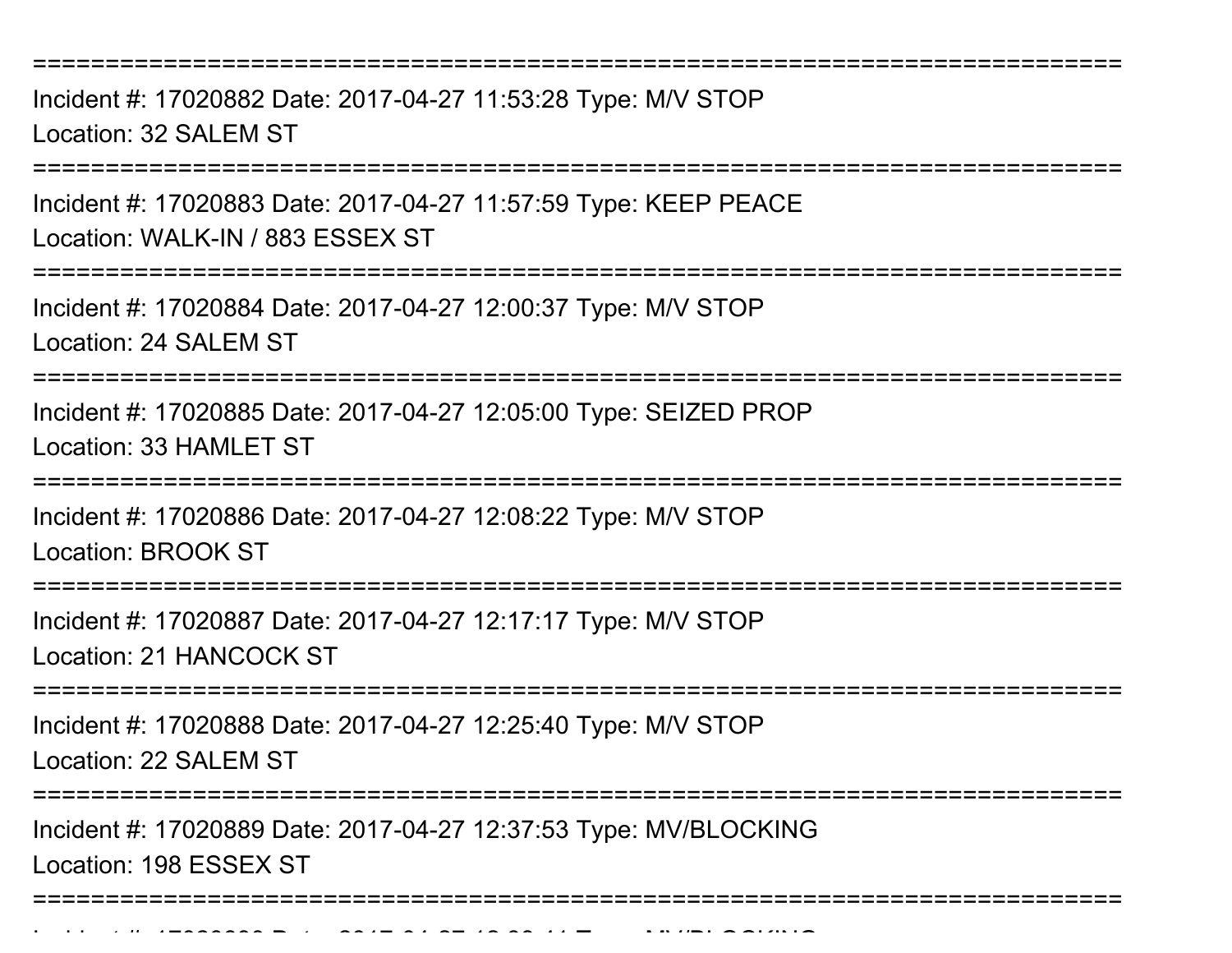================================================================================

Incident #: 17020882 Date: 2017-04-27 11:53:28 Type: M/V STOP
Location: 32 SALEM ST

================================================================================

Incident #: 17020883 Date: 2017-04-27 11:57:59 Type: KEEP PEACE
Location: WALK-IN / 883 ESSEX ST

================================================================================

Incident #: 17020884 Date: 2017-04-27 12:00:37 Type: M/V STOP
Location: 24 SALEM ST

================================================================================

Incident #: 17020885 Date: 2017-04-27 12:05:00 Type: SEIZED PROP
Location: 33 HAMLET ST

================================================================================

Incident #: 17020886 Date: 2017-04-27 12:08:22 Type: M/V STOP
Location: BROOK ST

================================================================================

Incident #: 17020887 Date: 2017-04-27 12:17:17 Type: M/V STOP
Location: 21 HANCOCK ST

================================================================================

Incident #: 17020888 Date: 2017-04-27 12:25:40 Type: M/V STOP
Location: 22 SALEM ST

================================================================================

Incident #: 17020889 Date: 2017-04-27 12:37:53 Type: MV/BLOCKING
Location: 198 ESSEX ST

================================================================================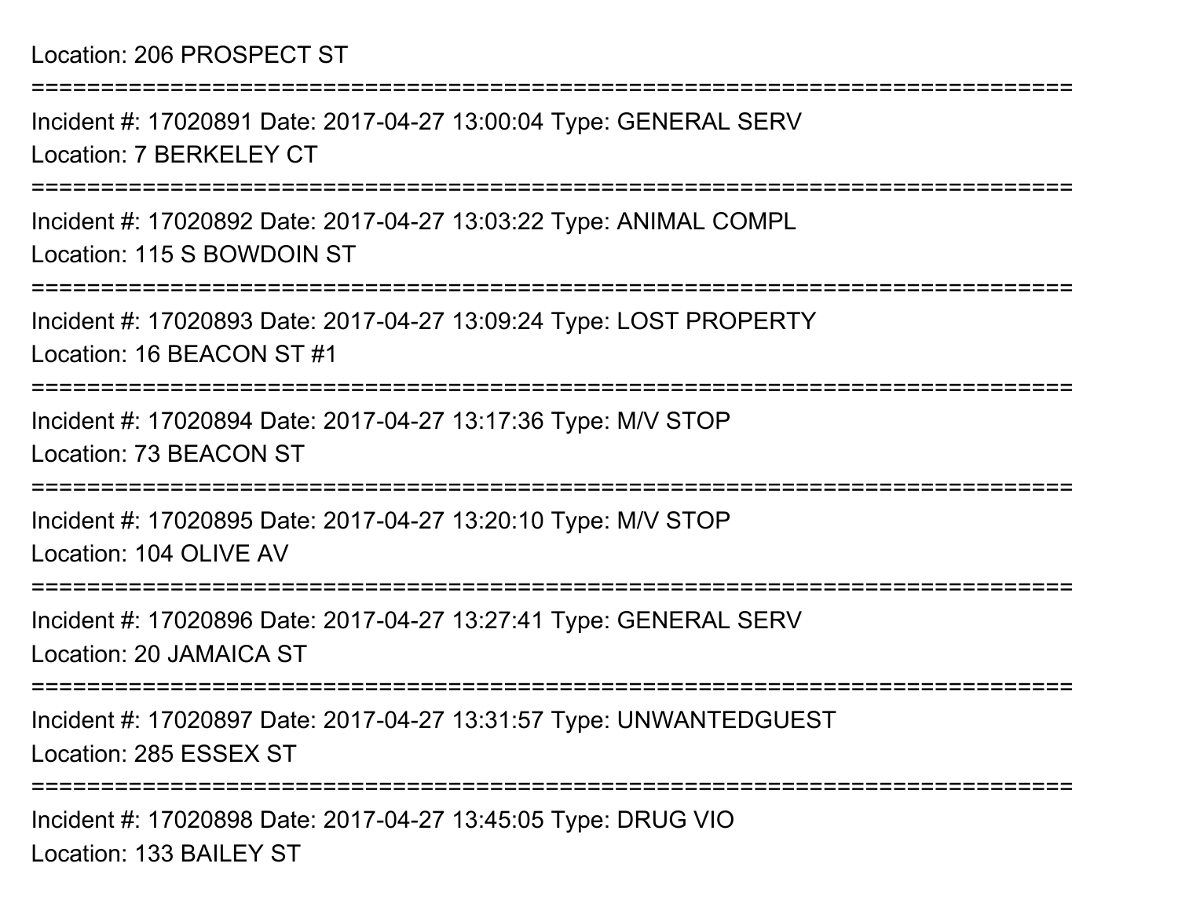Location: 206 PROSPECT ST

===========================================================================

Incident #: 17020891 Date: 2017-04-27 13:00:04 Type: GENERAL SERV

Location: 7 BERKELEY CT

===========================================================================

Incident #: 17020892 Date: 2017-04-27 13:03:22 Type: ANIMAL COMPL

Location: 115 S BOWDOIN ST

===========================================================================

Incident #: 17020893 Date: 2017-04-27 13:09:24 Type: LOST PROPERTY

Location: 16 BEACON ST #1

===========================================================================

Incident #: 17020894 Date: 2017-04-27 13:17:36 Type: M/V STOP

Location: 73 BEACON ST

===========================================================================

Incident #: 17020895 Date: 2017-04-27 13:20:10 Type: M/V STOP

Location: 104 OLIVE AV

===========================================================================

Incident #: 17020896 Date: 2017-04-27 13:27:41 Type: GENERAL SERV

Location: 20 JAMAICA ST

===========================================================================

Incident #: 17020897 Date: 2017-04-27 13:31:57 Type: UNWANTEDGUEST

Location: 285 ESSEX ST

===========================================================================

Incident #: 17020898 Date: 2017-04-27 13:45:05 Type: DRUG VIO

Location: 133 BAILEY ST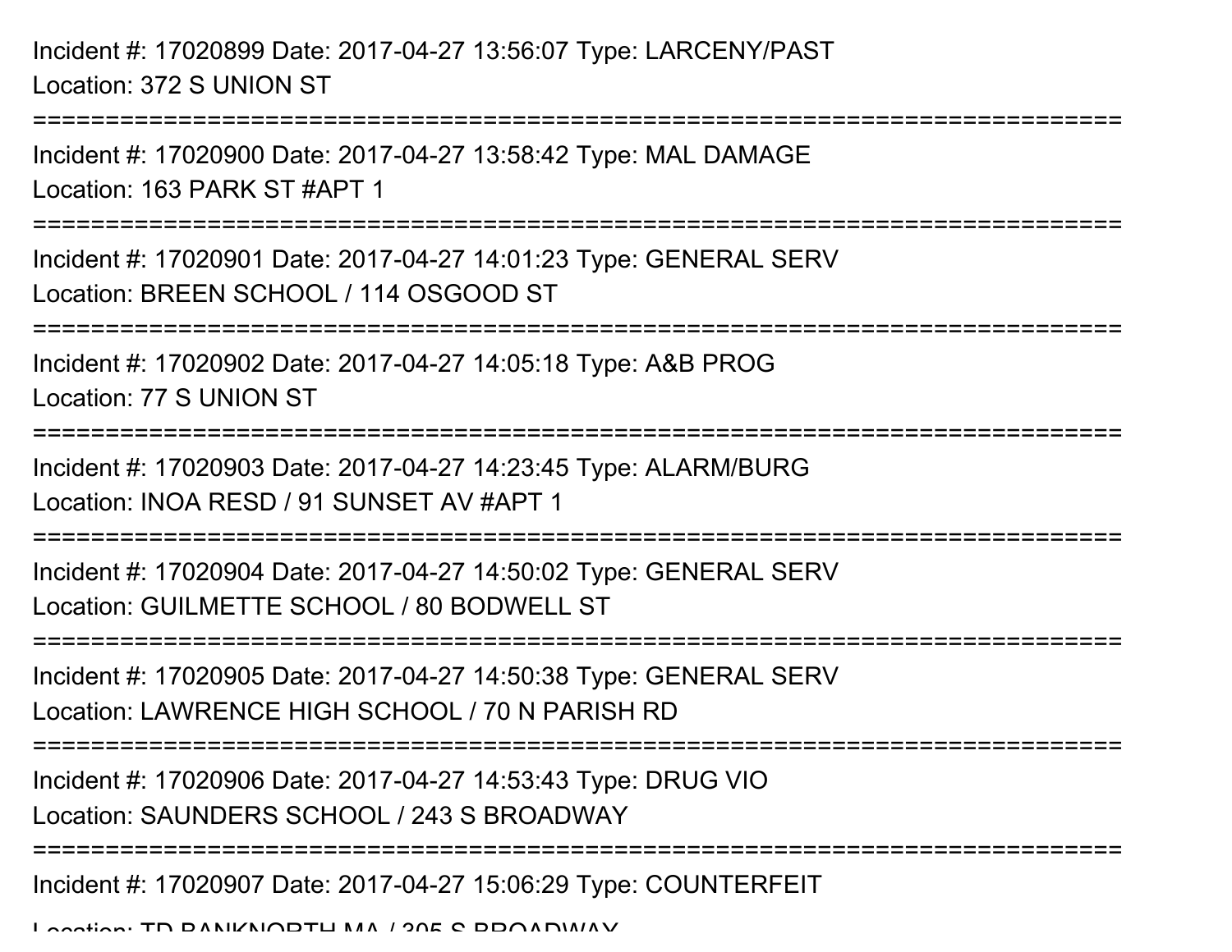Incident #: 17020899 Date: 2017-04-27 13:56:07 Type: LARCENY/PAST
Location: 372 S UNION ST

===========================================================================

Incident #: 17020900 Date: 2017-04-27 13:58:42 Type: MAL DAMAGE
Location: 163 PARK ST #APT 1

===========================================================================

Incident #: 17020901 Date: 2017-04-27 14:01:23 Type: GENERAL SERV
Location: BREEN SCHOOL / 114 OSGOOD ST

===========================================================================

Incident #: 17020902 Date: 2017-04-27 14:05:18 Type: A&B PROG
Location: 77 S UNION ST

===========================================================================

Incident #: 17020903 Date: 2017-04-27 14:23:45 Type: ALARM/BURG
Location: INOA RESD / 91 SUNSET AV #APT 1

===========================================================================

Incident #: 17020904 Date: 2017-04-27 14:50:02 Type: GENERAL SERV
Location: GUILMETTE SCHOOL / 80 BODWELL ST

===========================================================================

Incident #: 17020905 Date: 2017-04-27 14:50:38 Type: GENERAL SERV
Location: LAWRENCE HIGH SCHOOL / 70 N PARISH RD

===========================================================================

Incident #: 17020906 Date: 2017-04-27 14:53:43 Type: DRUG VIO
Location: SAUNDERS SCHOOL / 243 S BROADWAY

===========================================================================

Incident #: 17020907 Date: 2017-04-27 15:06:29 Type: COUNTERFEIT
Location: TD BANKNORTH MA / 305 S BROADWAY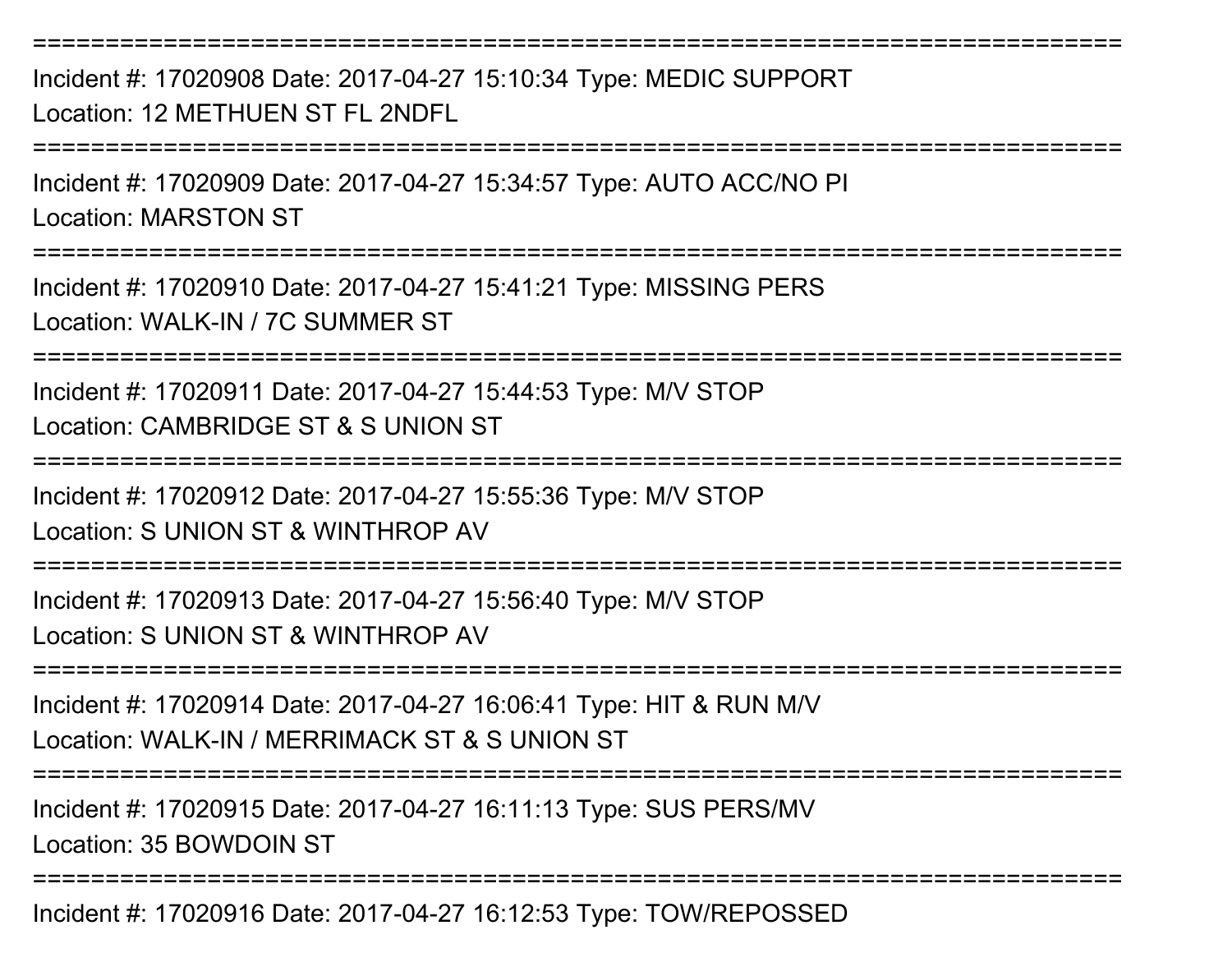===========================================================================
Incident #: 17020908 Date: 2017-04-27 15:10:34 Type: MEDIC SUPPORT
Location: 12 METHUEN ST FL 2NDFL
===========================================================================
Incident #: 17020909 Date: 2017-04-27 15:34:57 Type: AUTO ACC/NO PI
Location: MARSTON ST
===========================================================================
Incident #: 17020910 Date: 2017-04-27 15:41:21 Type: MISSING PERS
Location: WALK-IN / 7C SUMMER ST
===========================================================================
Incident #: 17020911 Date: 2017-04-27 15:44:53 Type: M/V STOP
Location: CAMBRIDGE ST & S UNION ST
===========================================================================
Incident #: 17020912 Date: 2017-04-27 15:55:36 Type: M/V STOP
Location: S UNION ST & WINTHROP AV
===========================================================================
Incident #: 17020913 Date: 2017-04-27 15:56:40 Type: M/V STOP
Location: S UNION ST & WINTHROP AV
===========================================================================
Incident #: 17020914 Date: 2017-04-27 16:06:41 Type: HIT & RUN M/V
Location: WALK-IN / MERRIMACK ST & S UNION ST
===========================================================================
Incident #: 17020915 Date: 2017-04-27 16:11:13 Type: SUS PERS/MV
Location: 35 BOWDOIN ST
===========================================================================
Incident #: 17020916 Date: 2017-04-27 16:12:53 Type: TOW/REPOSSED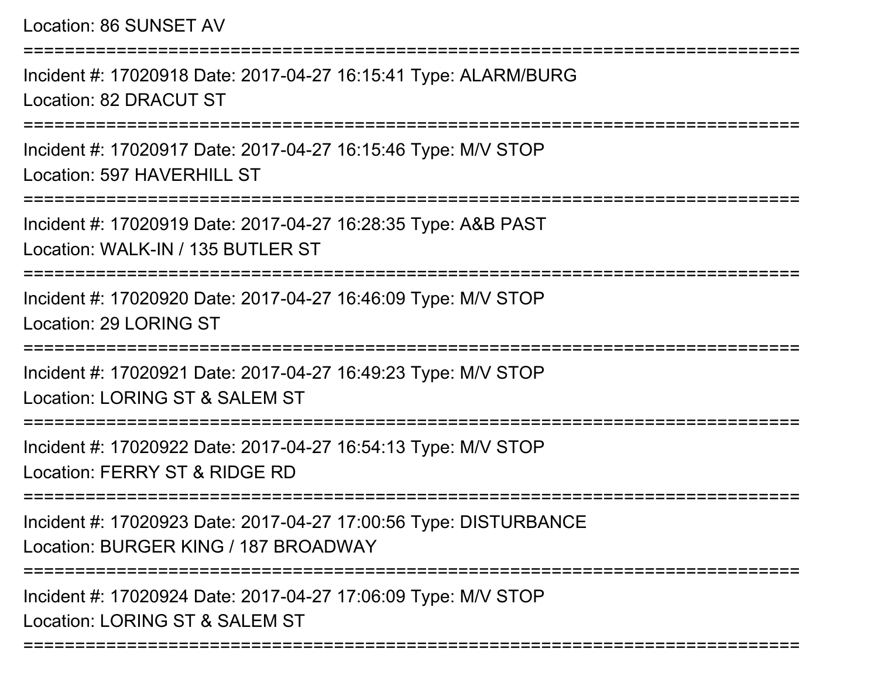Location: 86 SUNSET AV

===========================================================================

Incident #: 17020918 Date: 2017-04-27 16:15:41 Type: ALARM/BURG

Location: 82 DRACUT ST

===========================================================================

Incident #: 17020917 Date: 2017-04-27 16:15:46 Type: M/V STOP

Location: 597 HAVERHILL ST

===========================================================================

Incident #: 17020919 Date: 2017-04-27 16:28:35 Type: A&B PAST

Location: WALK-IN / 135 BUTLER ST

===========================================================================

Incident #: 17020920 Date: 2017-04-27 16:46:09 Type: M/V STOP

Location: 29 LORING ST

===========================================================================

Incident #: 17020921 Date: 2017-04-27 16:49:23 Type: M/V STOP

Location: LORING ST & SALEM ST

===========================================================================

Incident #: 17020922 Date: 2017-04-27 16:54:13 Type: M/V STOP

Location: FERRY ST & RIDGE RD

===========================================================================

Incident #: 17020923 Date: 2017-04-27 17:00:56 Type: DISTURBANCE

Location: BURGER KING / 187 BROADWAY

===========================================================================

Incident #: 17020924 Date: 2017-04-27 17:06:09 Type: M/V STOP

Location: LORING ST & SALEM ST

===========================================================================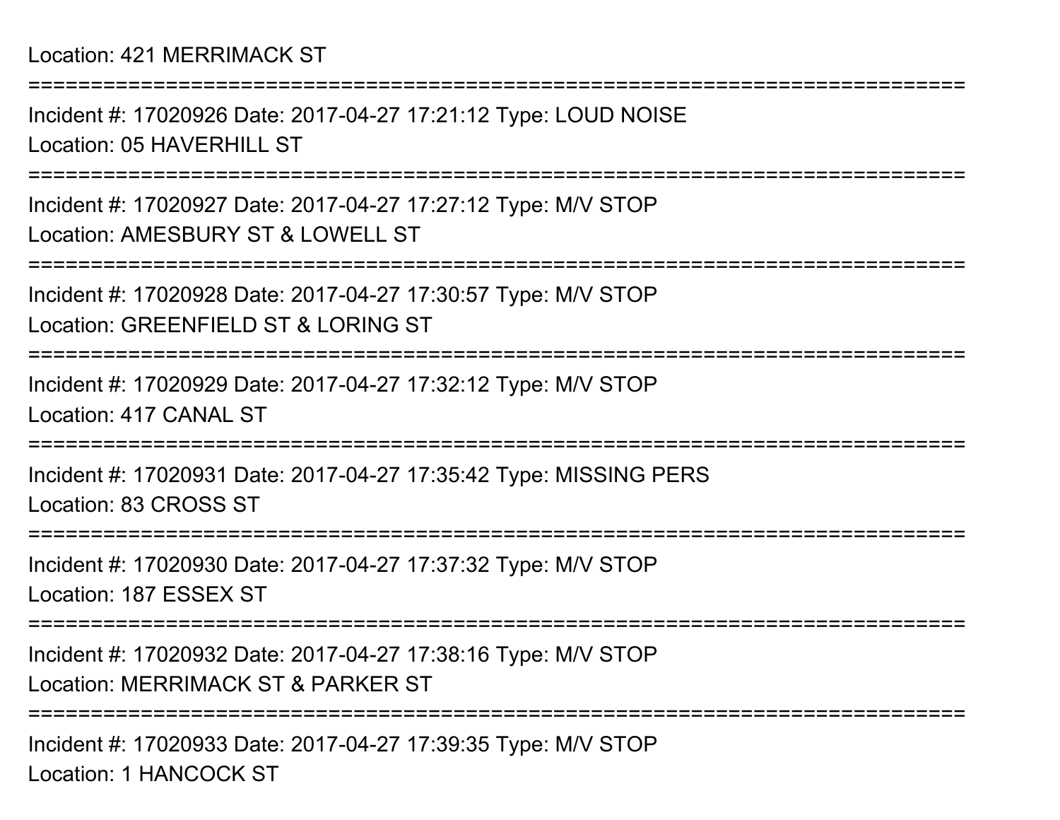Location: 421 MERRIMACK ST

===========================================================================

Incident #: 17020926 Date: 2017-04-27 17:21:12 Type: LOUD NOISE

Location: 05 HAVERHILL ST

===========================================================================

Incident #: 17020927 Date: 2017-04-27 17:27:12 Type: M/V STOP

Location: AMESBURY ST & LOWELL ST

===========================================================================

Incident #: 17020928 Date: 2017-04-27 17:30:57 Type: M/V STOP

Location: GREENFIELD ST & LORING ST

===========================================================================

Incident #: 17020929 Date: 2017-04-27 17:32:12 Type: M/V STOP

Location: 417 CANAL ST

===========================================================================

Incident #: 17020931 Date: 2017-04-27 17:35:42 Type: MISSING PERS

Location: 83 CROSS ST

===========================================================================

Incident #: 17020930 Date: 2017-04-27 17:37:32 Type: M/V STOP

Location: 187 ESSEX ST

===========================================================================

Incident #: 17020932 Date: 2017-04-27 17:38:16 Type: M/V STOP

Location: MERRIMACK ST & PARKER ST

===========================================================================

Incident #: 17020933 Date: 2017-04-27 17:39:35 Type: M/V STOP

Location: 1 HANCOCK ST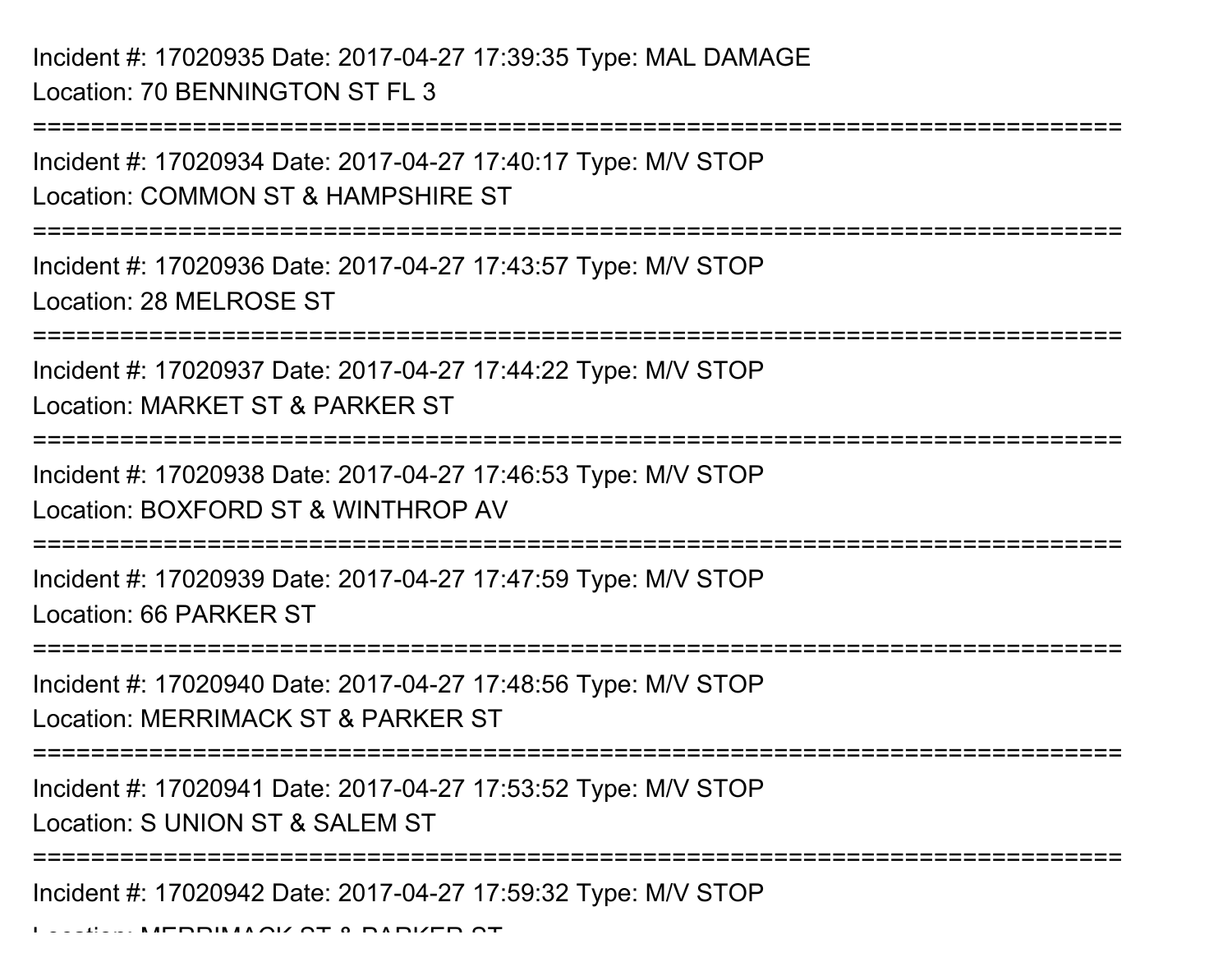Incident #: 17020935 Date: 2017-04-27 17:39:35 Type: MAL DAMAGE
Location: 70 BENNINGTON ST FL 3

===========================================================================

Incident #: 17020934 Date: 2017-04-27 17:40:17 Type: M/V STOP
Location: COMMON ST & HAMPSHIRE ST

===========================================================================

Incident #: 17020936 Date: 2017-04-27 17:43:57 Type: M/V STOP
Location: 28 MELROSE ST

===========================================================================

Incident #: 17020937 Date: 2017-04-27 17:44:22 Type: M/V STOP
Location: MARKET ST & PARKER ST

===========================================================================

Incident #: 17020938 Date: 2017-04-27 17:46:53 Type: M/V STOP
Location: BOXFORD ST & WINTHROP AV

===========================================================================

Incident #: 17020939 Date: 2017-04-27 17:47:59 Type: M/V STOP
Location: 66 PARKER ST

===========================================================================

Incident #: 17020940 Date: 2017-04-27 17:48:56 Type: M/V STOP
Location: MERRIMACK ST & PARKER ST

===========================================================================

Incident #: 17020941 Date: 2017-04-27 17:53:52 Type: M/V STOP
Location: S UNION ST & SALEM ST

===========================================================================

Incident #: 17020942 Date: 2017-04-27 17:59:32 Type: M/V STOP
Location: MERRIMACK ST & PARKER ST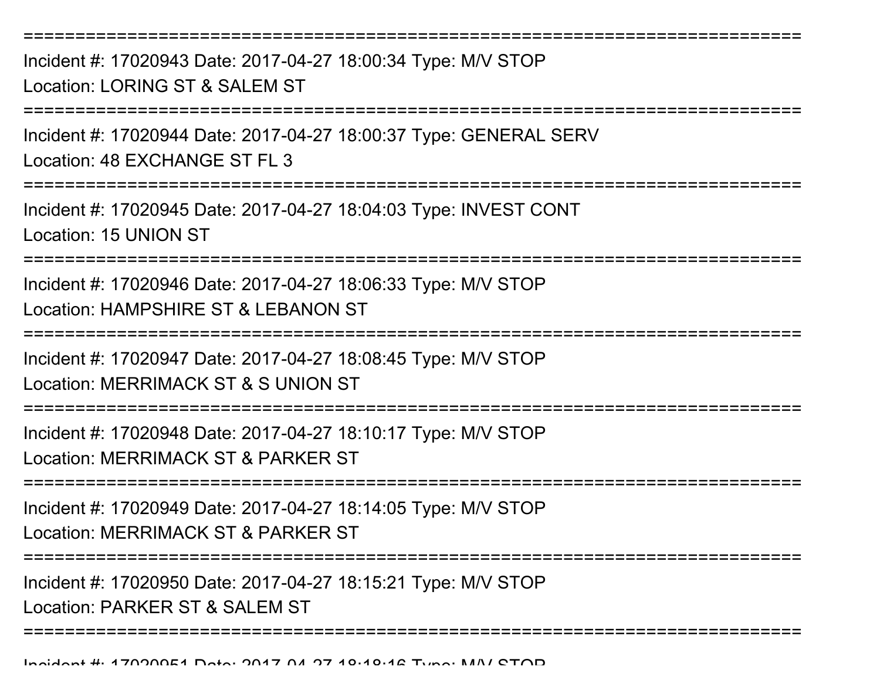===========================================================================
Incident #: 17020943 Date: 2017-04-27 18:00:34 Type: M/V STOP
Location: LORING ST & SALEM ST
===========================================================================
Incident #: 17020944 Date: 2017-04-27 18:00:37 Type: GENERAL SERV
Location: 48 EXCHANGE ST FL 3
===========================================================================
Incident #: 17020945 Date: 2017-04-27 18:04:03 Type: INVEST CONT
Location: 15 UNION ST
===========================================================================
Incident #: 17020946 Date: 2017-04-27 18:06:33 Type: M/V STOP
Location: HAMPSHIRE ST & LEBANON ST
===========================================================================
Incident #: 17020947 Date: 2017-04-27 18:08:45 Type: M/V STOP
Location: MERRIMACK ST & S UNION ST
===========================================================================
Incident #: 17020948 Date: 2017-04-27 18:10:17 Type: M/V STOP
Location: MERRIMACK ST & PARKER ST
===========================================================================
Incident #: 17020949 Date: 2017-04-27 18:14:05 Type: M/V STOP
Location: MERRIMACK ST & PARKER ST
===========================================================================
Incident #: 17020950 Date: 2017-04-27 18:15:21 Type: M/V STOP
Location: PARKER ST & SALEM ST
===========================================================================
Incident #: 17020951 Date: 2017-04-27 18:18:16 Type: M/V STOP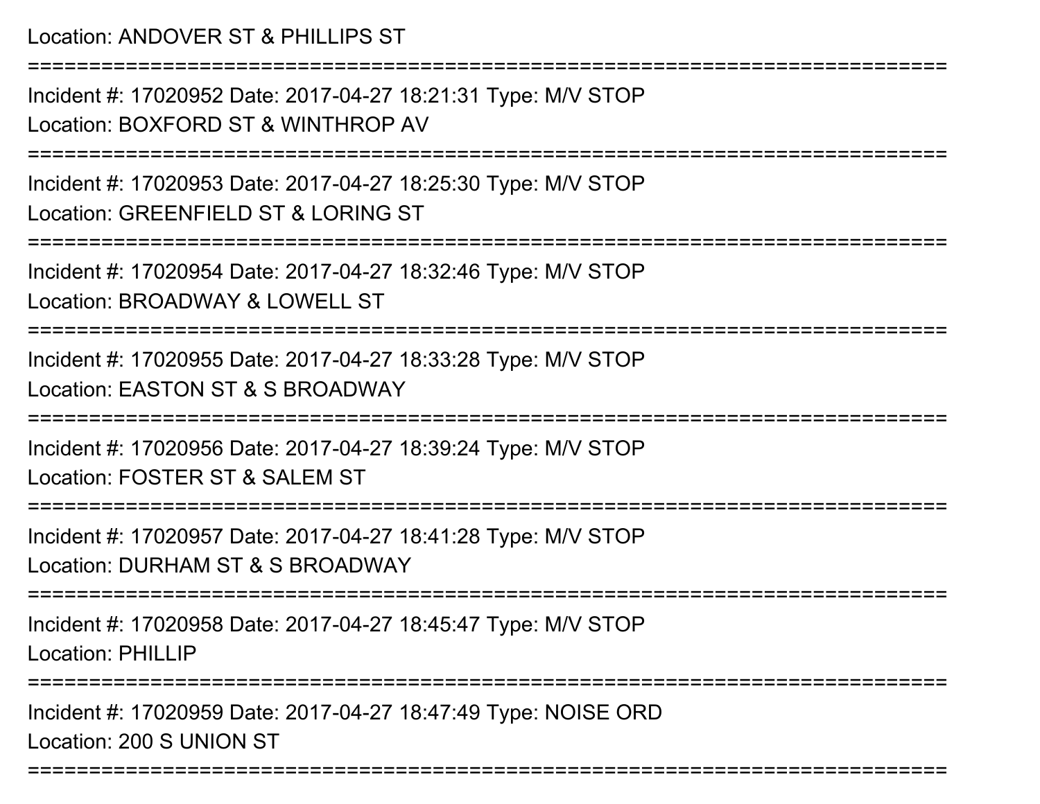Location: ANDOVER ST & PHILLIPS ST

===========================================================================

Incident #: 17020952 Date: 2017-04-27 18:21:31 Type: M/V STOP

Location: BOXFORD ST & WINTHROP AV

===========================================================================

Incident #: 17020953 Date: 2017-04-27 18:25:30 Type: M/V STOP

Location: GREENFIELD ST & LORING ST

===========================================================================

Incident #: 17020954 Date: 2017-04-27 18:32:46 Type: M/V STOP

Location: BROADWAY & LOWELL ST

===========================================================================

Incident #: 17020955 Date: 2017-04-27 18:33:28 Type: M/V STOP

Location: EASTON ST & S BROADWAY

===========================================================================

Incident #: 17020956 Date: 2017-04-27 18:39:24 Type: M/V STOP

Location: FOSTER ST & SALEM ST

===========================================================================

Incident #: 17020957 Date: 2017-04-27 18:41:28 Type: M/V STOP

Location: DURHAM ST & S BROADWAY

===========================================================================

Incident #: 17020958 Date: 2017-04-27 18:45:47 Type: M/V STOP

Location: PHILLIP

===========================================================================

Incident #: 17020959 Date: 2017-04-27 18:47:49 Type: NOISE ORD

Location: 200 S UNION ST

===========================================================================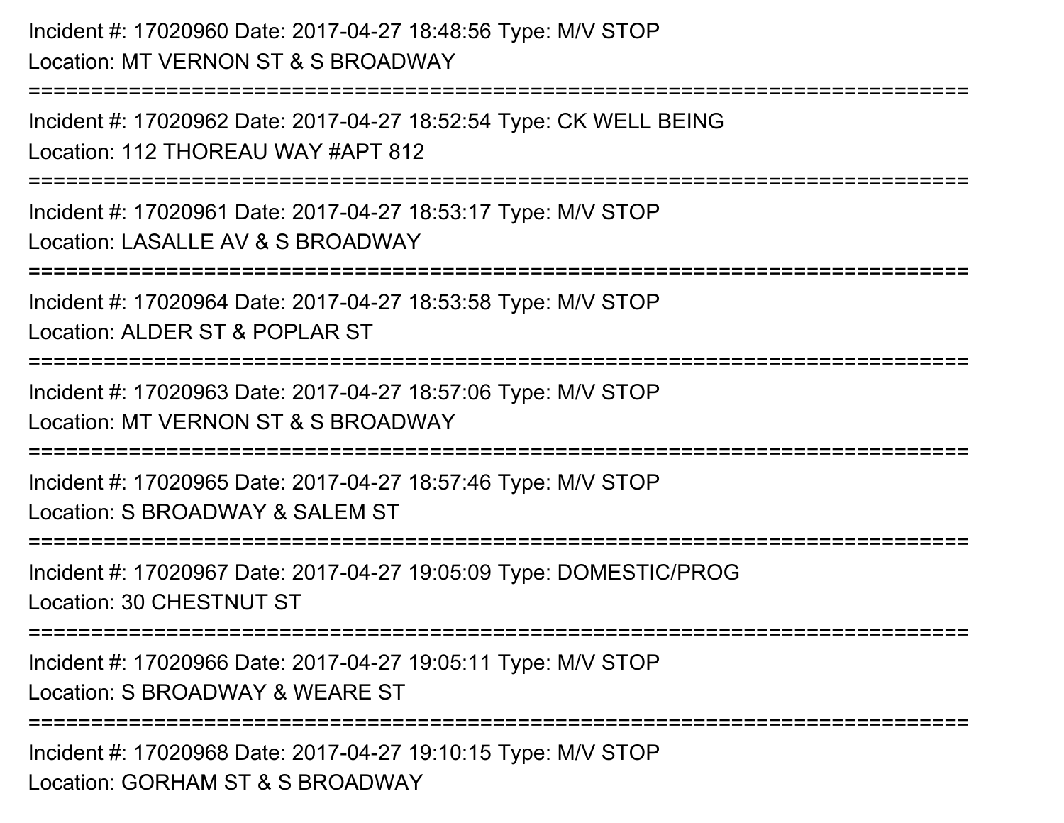Incident #: 17020960 Date: 2017-04-27 18:48:56 Type: M/V STOP
Location: MT VERNON ST & S BROADWAY

===========================================================================

Incident #: 17020962 Date: 2017-04-27 18:52:54 Type: CK WELL BEING
Location: 112 THOREAU WAY #APT 812

===========================================================================

Incident #: 17020961 Date: 2017-04-27 18:53:17 Type: M/V STOP
Location: LASALLE AV & S BROADWAY

===========================================================================

Incident #: 17020964 Date: 2017-04-27 18:53:58 Type: M/V STOP
Location: ALDER ST & POPLAR ST

===========================================================================

Incident #: 17020963 Date: 2017-04-27 18:57:06 Type: M/V STOP
Location: MT VERNON ST & S BROADWAY

===========================================================================

Incident #: 17020965 Date: 2017-04-27 18:57:46 Type: M/V STOP
Location: S BROADWAY & SALEM ST

===========================================================================

Incident #: 17020967 Date: 2017-04-27 19:05:09 Type: DOMESTIC/PROG
Location: 30 CHESTNUT ST

===========================================================================

Incident #: 17020966 Date: 2017-04-27 19:05:11 Type: M/V STOP
Location: S BROADWAY & WEARE ST

===========================================================================

Incident #: 17020968 Date: 2017-04-27 19:10:15 Type: M/V STOP
Location: GORHAM ST & S BROADWAY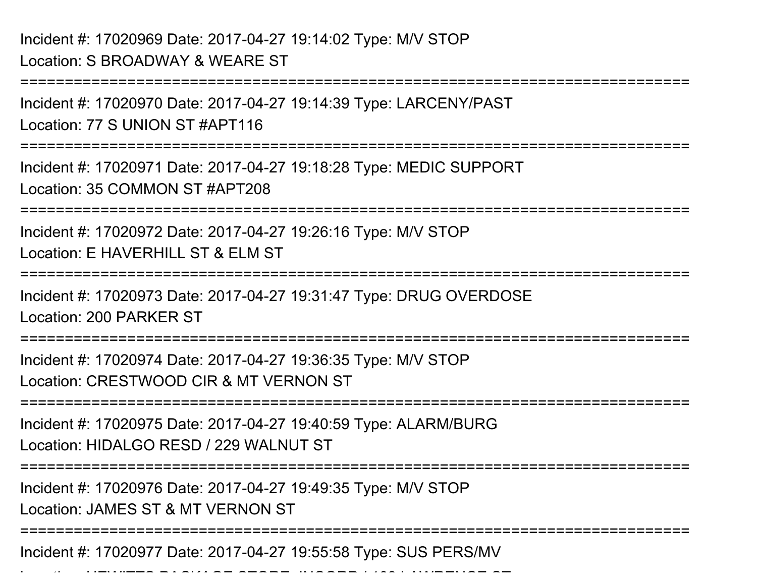Incident #: 17020969 Date: 2017-04-27 19:14:02 Type: M/V STOP
Location: S BROADWAY & WEARE ST

===========================================================================

Incident #: 17020970 Date: 2017-04-27 19:14:39 Type: LARCENY/PAST
Location: 77 S UNION ST #APT116

===========================================================================

Incident #: 17020971 Date: 2017-04-27 19:18:28 Type: MEDIC SUPPORT
Location: 35 COMMON ST #APT208

===========================================================================

Incident #: 17020972 Date: 2017-04-27 19:26:16 Type: M/V STOP
Location: E HAVERHILL ST & ELM ST

===========================================================================

Incident #: 17020973 Date: 2017-04-27 19:31:47 Type: DRUG OVERDOSE
Location: 200 PARKER ST

===========================================================================

Incident #: 17020974 Date: 2017-04-27 19:36:35 Type: M/V STOP
Location: CRESTWOOD CIR & MT VERNON ST

===========================================================================

Incident #: 17020975 Date: 2017-04-27 19:40:59 Type: ALARM/BURG
Location: HIDALGO RESD / 229 WALNUT ST

===========================================================================

Incident #: 17020976 Date: 2017-04-27 19:49:35 Type: M/V STOP
Location: JAMES ST & MT VERNON ST

===========================================================================

Incident #: 17020977 Date: 2017-04-27 19:55:58 Type: SUS PERS/MV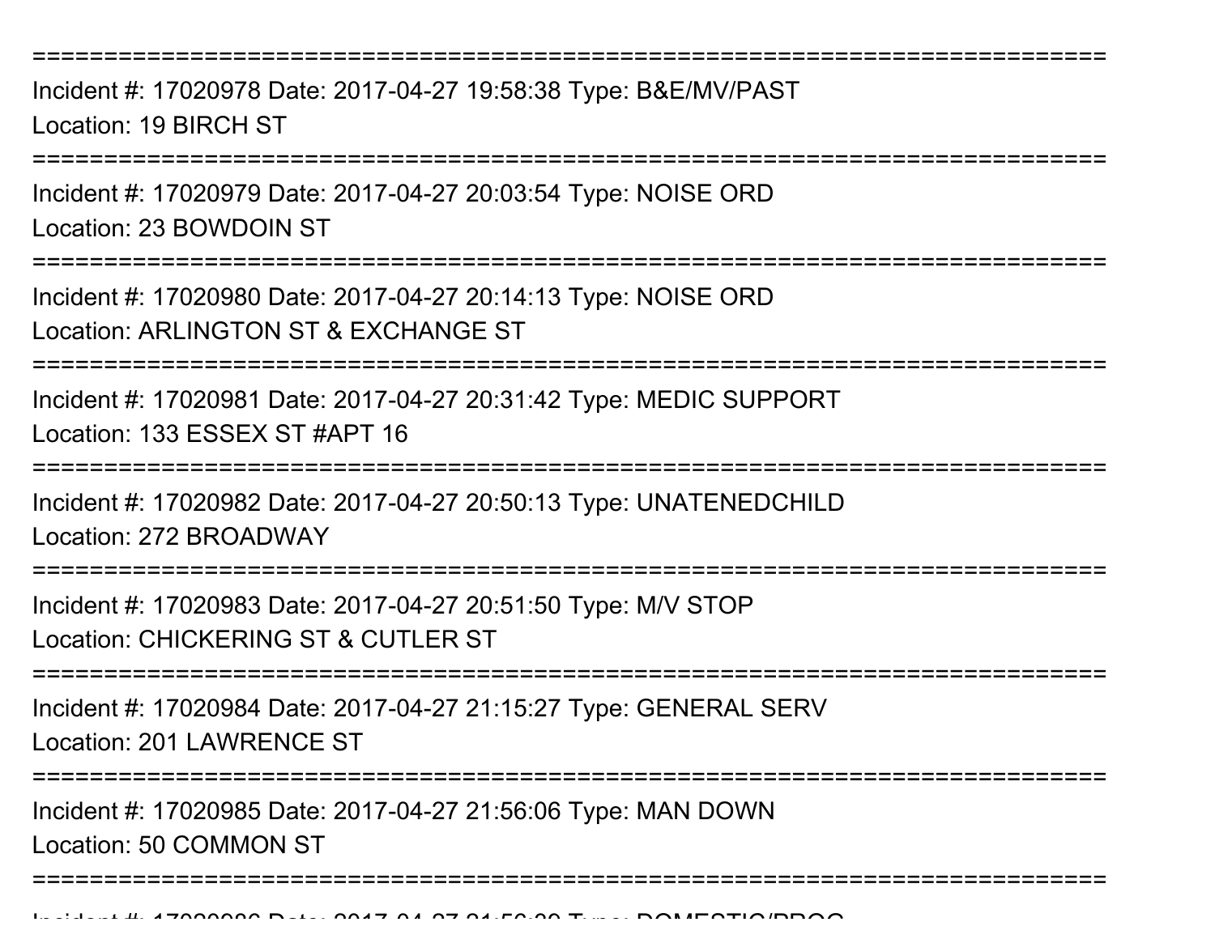================================================================================

Incident #: 17020978 Date: 2017-04-27 19:58:38 Type: B&E/MV/PAST
Location: 19 BIRCH ST

================================================================================

Incident #: 17020979 Date: 2017-04-27 20:03:54 Type: NOISE ORD
Location: 23 BOWDOIN ST

================================================================================

Incident #: 17020980 Date: 2017-04-27 20:14:13 Type: NOISE ORD
Location: ARLINGTON ST & EXCHANGE ST

================================================================================

Incident #: 17020981 Date: 2017-04-27 20:31:42 Type: MEDIC SUPPORT
Location: 133 ESSEX ST #APT 16

================================================================================

Incident #: 17020982 Date: 2017-04-27 20:50:13 Type: UNATENEDCHILD
Location: 272 BROADWAY

================================================================================

Incident #: 17020983 Date: 2017-04-27 20:51:50 Type: M/V STOP
Location: CHICKERING ST & CUTLER ST

================================================================================

Incident #: 17020984 Date: 2017-04-27 21:15:27 Type: GENERAL SERV
Location: 201 LAWRENCE ST

================================================================================

Incident #: 17020985 Date: 2017-04-27 21:56:06 Type: MAN DOWN
Location: 50 COMMON ST

================================================================================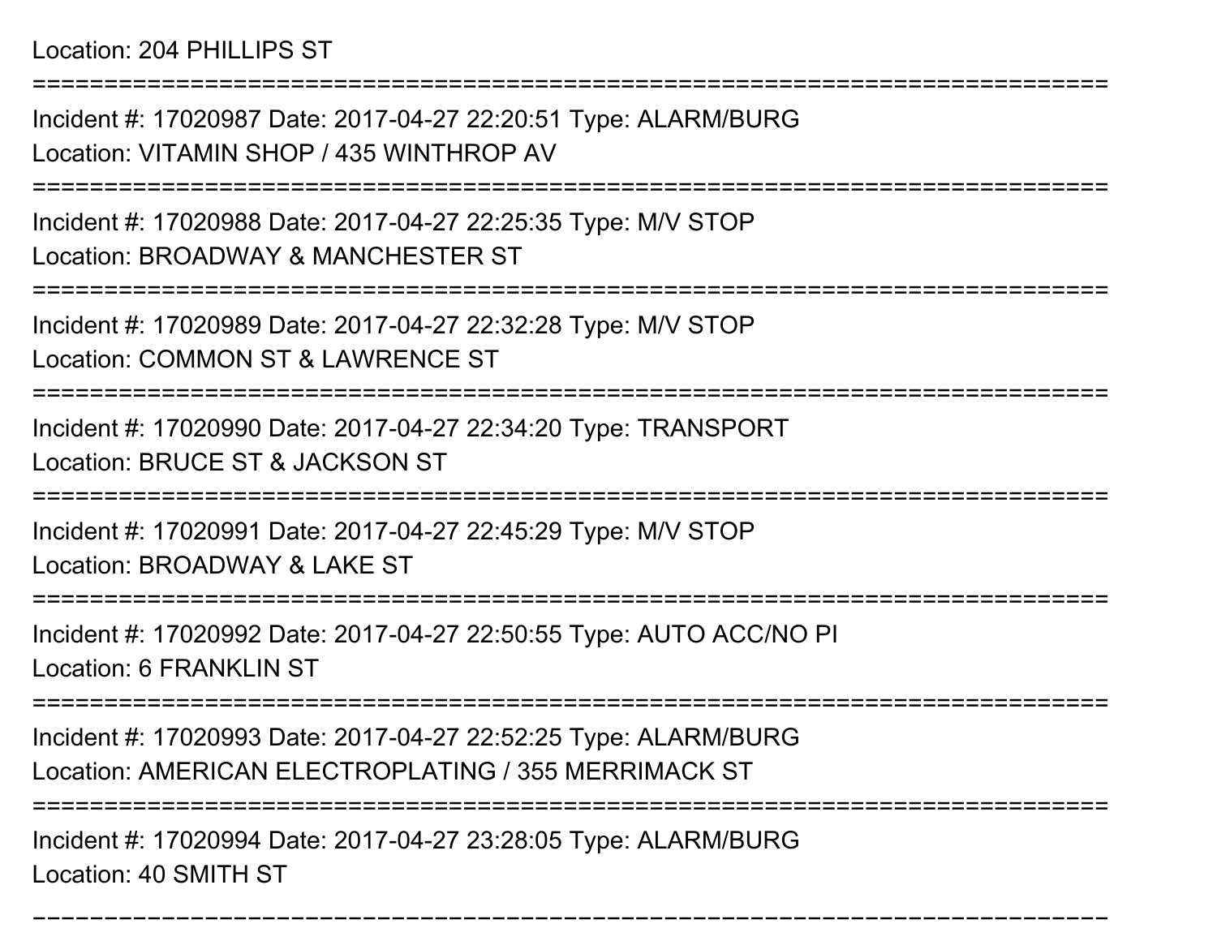Location: 204 PHILLIPS ST

===========================================================================

Incident #: 17020987 Date: 2017-04-27 22:20:51 Type: ALARM/BURG

Location: VITAMIN SHOP / 435 WINTHROP AV

===========================================================================

Incident #: 17020988 Date: 2017-04-27 22:25:35 Type: M/V STOP

Location: BROADWAY & MANCHESTER ST

===========================================================================

Incident #: 17020989 Date: 2017-04-27 22:32:28 Type: M/V STOP

Location: COMMON ST & LAWRENCE ST

===========================================================================

Incident #: 17020990 Date: 2017-04-27 22:34:20 Type: TRANSPORT

Location: BRUCE ST & JACKSON ST

===========================================================================

Incident #: 17020991 Date: 2017-04-27 22:45:29 Type: M/V STOP

Location: BROADWAY & LAKE ST

===========================================================================

Incident #: 17020992 Date: 2017-04-27 22:50:55 Type: AUTO ACC/NO PI

Location: 6 FRANKLIN ST

===========================================================================

Incident #: 17020993 Date: 2017-04-27 22:52:25 Type: ALARM/BURG

Location: AMERICAN ELECTROPLATING / 355 MERRIMACK ST

===========================================================================

Incident #: 17020994 Date: 2017-04-27 23:28:05 Type: ALARM/BURG

Location: 40 SMITH ST

---------------------------------------------------------------------------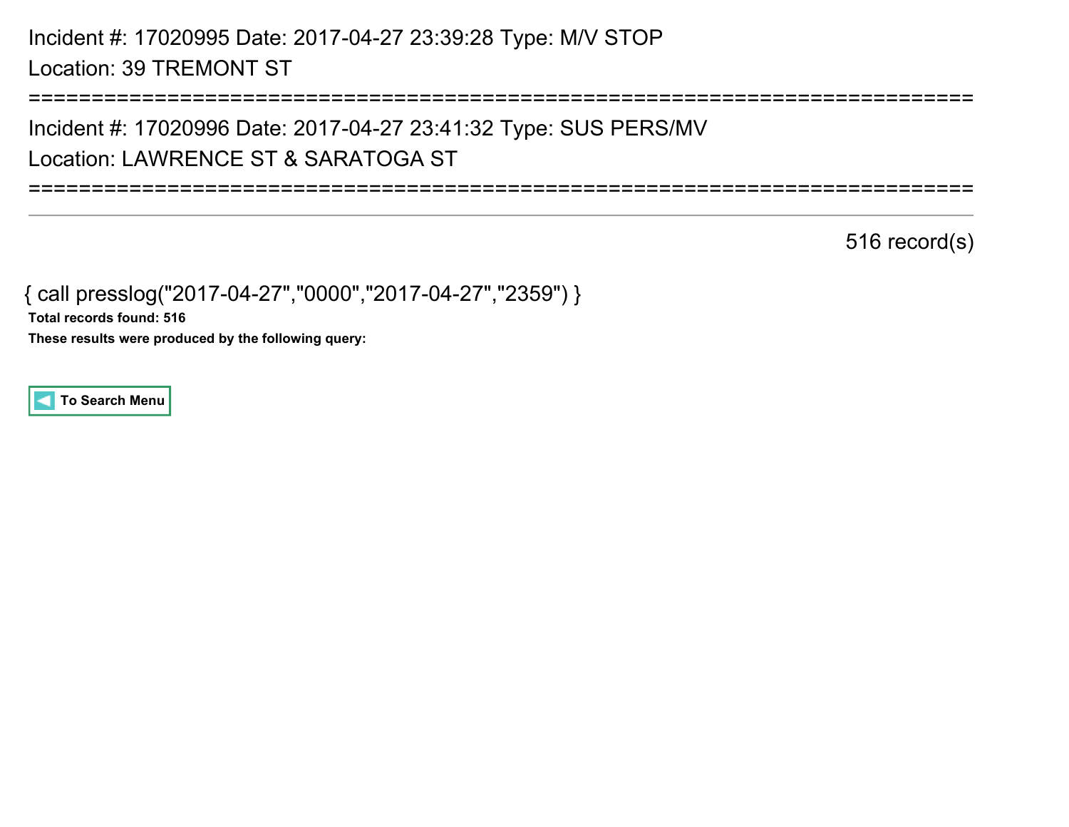Incident #: 17020995 Date: 2017-04-27 23:39:28 Type: M/V STOP

Location: 39 TREMONT ST

===========================================================================

Incident #: 17020996 Date: 2017-04-27 23:41:32 Type: SUS PERS/MV

Location: LAWRENCE ST & SARATOGA ST

===========================================================================

---

516 record(s)

{ call presslog("2017-04-27","0000","2017-04-27","2359") }

**Total records found: 516**

**These results were produced by the following query:**

**To Search Menu**